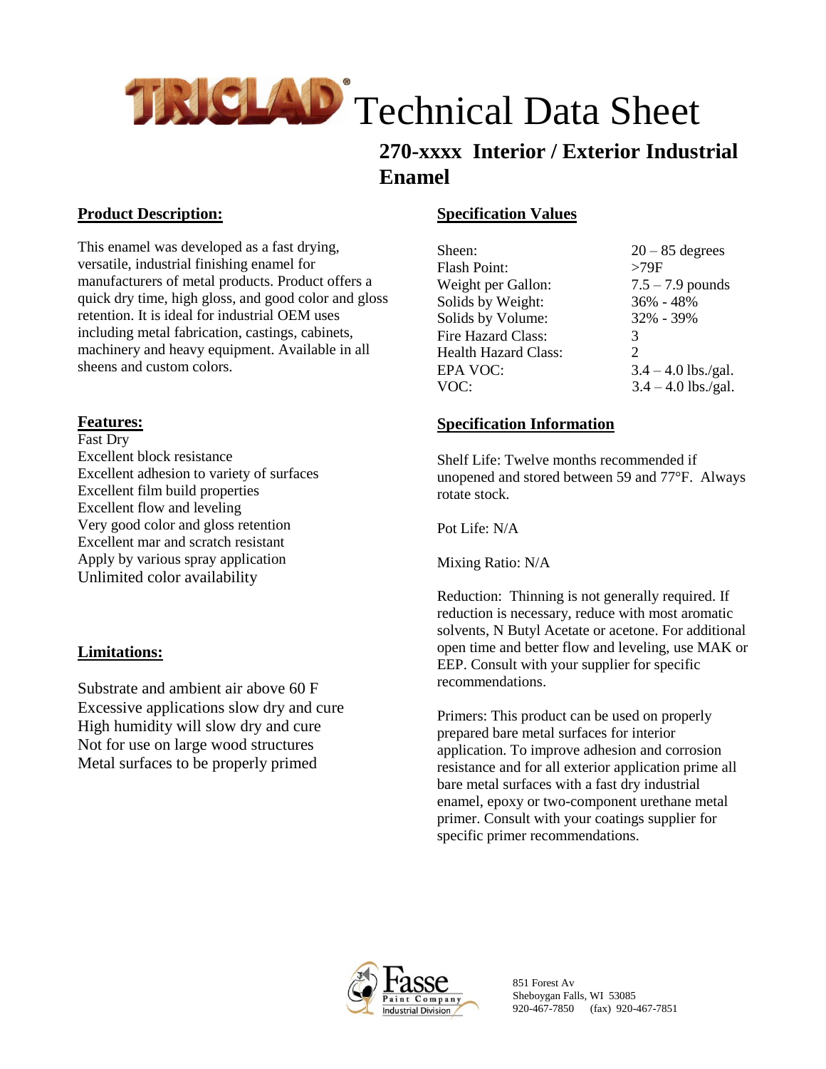# TRICLAD® Technical Data Sheet

## 270-xxxx Interior / Exterior Industrial Enamel

### Product Description:

This enamel was developed as a fast drying, versatile, industrial finishing enamel for manufacturers of metal products. Product offers a quick dry time, high gloss, and good color and gloss retention. It is ideal for industrial OEM uses including metal fabrication, castings, cabinets, machinery and heavy equipment. Available in all sheens and custom colors.

### Features:

Fast Dry
Excellent block resistance
Excellent adhesion to variety of surfaces
Excellent film build properties
Excellent flow and leveling
Very good color and gloss retention
Excellent mar and scratch resistant
Apply by various spray application
Unlimited color availability

### Limitations:

Substrate and ambient air above 60 F
Excessive applications slow dry and cure
High humidity will slow dry and cure
Not for use on large wood structures
Metal surfaces to be properly primed

### Specification Values

| | |
|---|---|
| Sheen: | 20 – 85 degrees |
| Flash Point: | >79F |
| Weight per Gallon: | 7.5 – 7.9 pounds |
| Solids by Weight: | 36% - 48% |
| Solids by Volume: | 32% - 39% |
| Fire Hazard Class: | 3 |
| Health Hazard Class: | 2 |
| EPA VOC: | 3.4 – 4.0 lbs./gal. |
| VOC: | 3.4 – 4.0 lbs./gal. |

### Specification Information

Shelf Life: Twelve months recommended if unopened and stored between 59 and 77°F. Always rotate stock.

Pot Life: N/A

Mixing Ratio: N/A

Reduction: Thinning is not generally required. If reduction is necessary, reduce with most aromatic solvents, N Butyl Acetate or acetone. For additional open time and better flow and leveling, use MAK or EEP. Consult with your supplier for specific recommendations.

Primers: This product can be used on properly prepared bare metal surfaces for interior application. To improve adhesion and corrosion resistance and for all exterior application prime all bare metal surfaces with a fast dry industrial enamel, epoxy or two-component urethane metal primer. Consult with your coatings supplier for specific primer recommendations.

Fasse Paint Company
Industrial Division

851 Forest Av
Sheboygan Falls, WI 53085
920-467-7850 (fax) 920-467-7851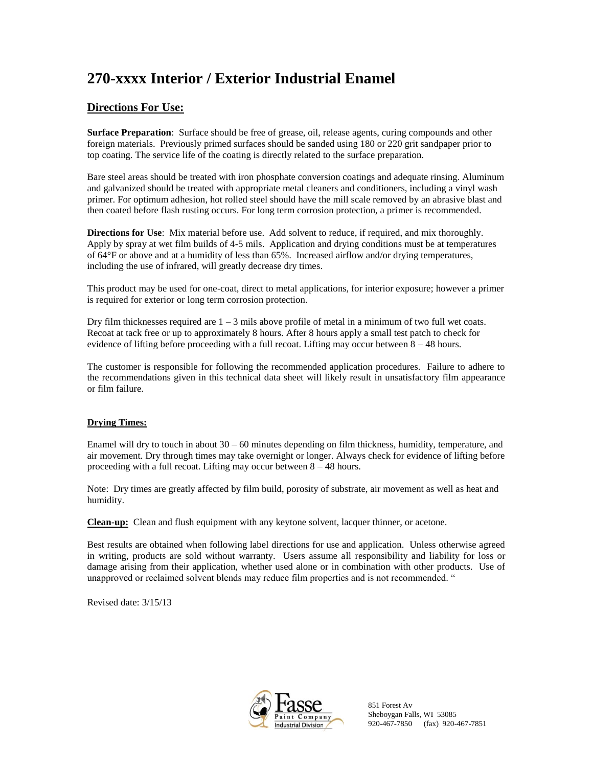# 270-xxxx Interior / Exterior Industrial Enamel

## Directions For Use:

**Surface Preparation**: Surface should be free of grease, oil, release agents, curing compounds and other foreign materials. Previously primed surfaces should be sanded using 180 or 220 grit sandpaper prior to top coating. The service life of the coating is directly related to the surface preparation.

Bare steel areas should be treated with iron phosphate conversion coatings and adequate rinsing. Aluminum and galvanized should be treated with appropriate metal cleaners and conditioners, including a vinyl wash primer. For optimum adhesion, hot rolled steel should have the mill scale removed by an abrasive blast and then coated before flash rusting occurs. For long term corrosion protection, a primer is recommended.

**Directions for Use**: Mix material before use. Add solvent to reduce, if required, and mix thoroughly. Apply by spray at wet film builds of 4-5 mils. Application and drying conditions must be at temperatures of 64°F or above and at a humidity of less than 65%. Increased airflow and/or drying temperatures, including the use of infrared, will greatly decrease dry times.

This product may be used for one-coat, direct to metal applications, for interior exposure; however a primer is required for exterior or long term corrosion protection.

Dry film thicknesses required are 1 – 3 mils above profile of metal in a minimum of two full wet coats. Recoat at tack free or up to approximately 8 hours. After 8 hours apply a small test patch to check for evidence of lifting before proceeding with a full recoat. Lifting may occur between 8 – 48 hours.

The customer is responsible for following the recommended application procedures. Failure to adhere to the recommendations given in this technical data sheet will likely result in unsatisfactory film appearance or film failure.

### Drying Times:

Enamel will dry to touch in about 30 – 60 minutes depending on film thickness, humidity, temperature, and air movement. Dry through times may take overnight or longer. Always check for evidence of lifting before proceeding with a full recoat. Lifting may occur between 8 – 48 hours.

Note: Dry times are greatly affected by film build, porosity of substrate, air movement as well as heat and humidity.

**Clean-up:** Clean and flush equipment with any keytone solvent, lacquer thinner, or acetone.

Best results are obtained when following label directions for use and application. Unless otherwise agreed in writing, products are sold without warranty. Users assume all responsibility and liability for loss or damage arising from their application, whether used alone or in combination with other products. Use of unapproved or reclaimed solvent blends may reduce film properties and is not recommended. "

Revised date: 3/15/13

Fasse Paint Company
Industrial Division

851 Forest Av
Sheboygan Falls, WI 53085
920-467-7850 (fax) 920-467-7851